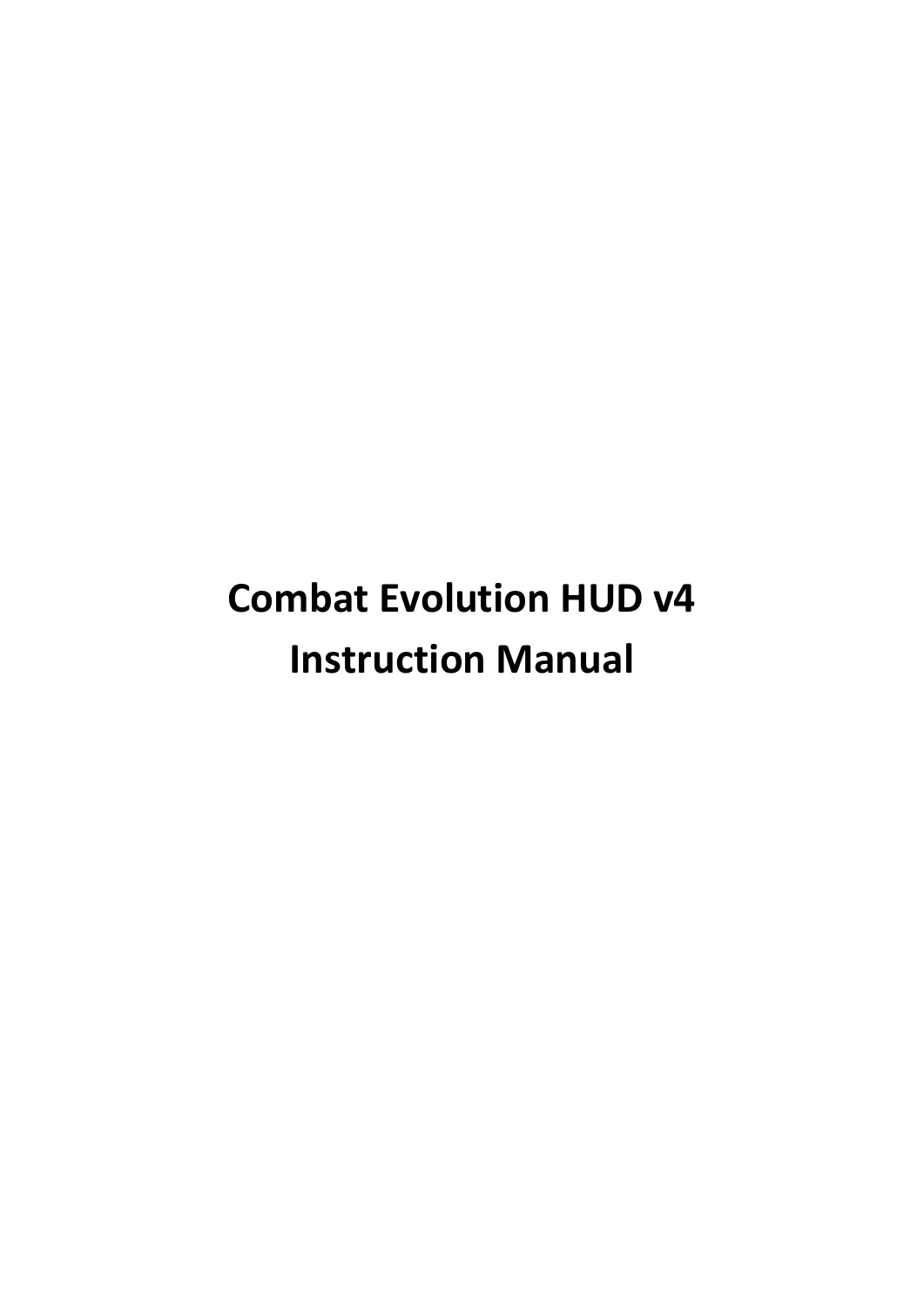# Combat Evolution HUD v4
# Instruction Manual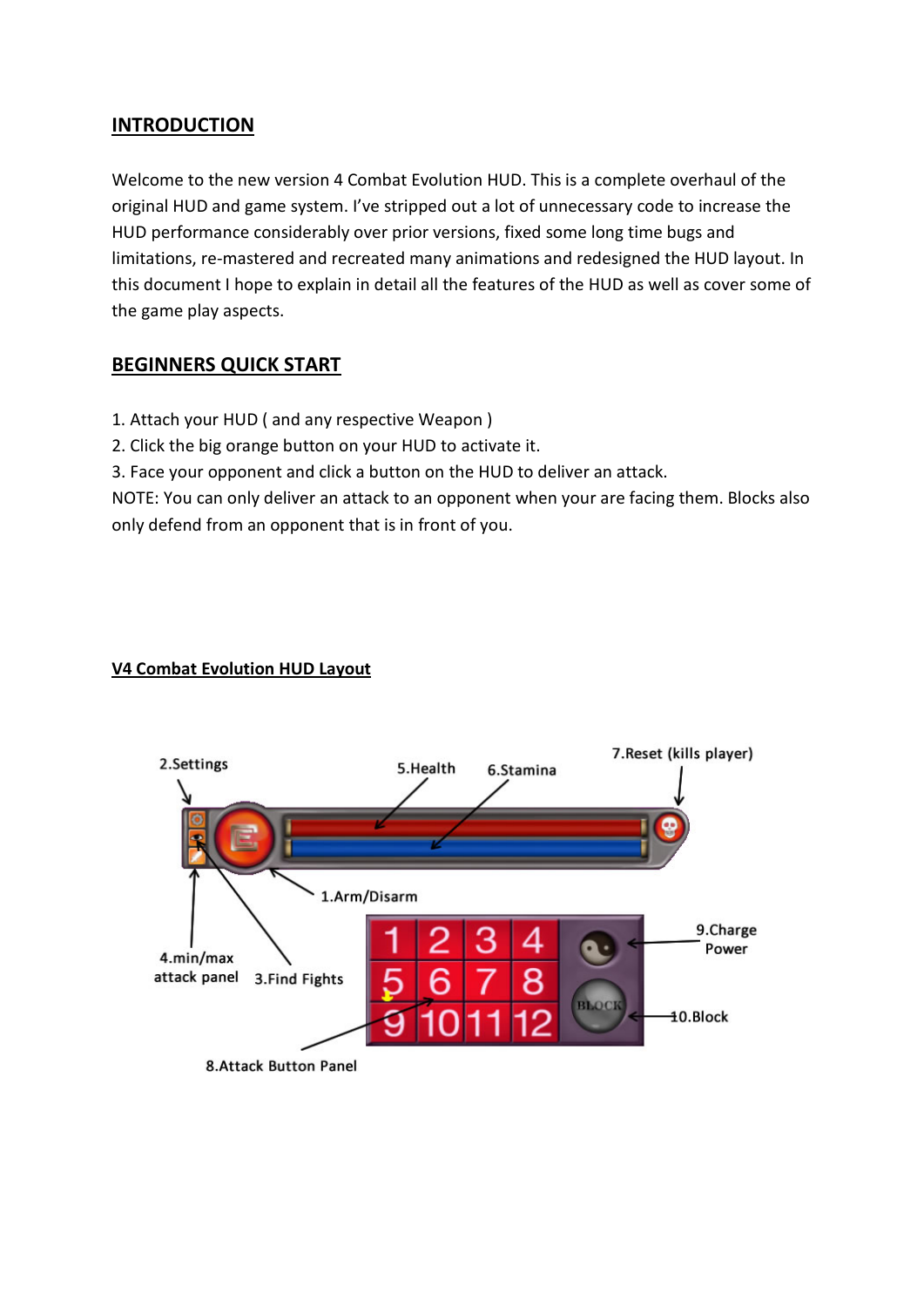## INTRODUCTION

Welcome to the new version 4 Combat Evolution HUD. This is a complete overhaul of the original HUD and game system. I've stripped out a lot of unnecessary code to increase the HUD performance considerably over prior versions, fixed some long time bugs and limitations, re-mastered and recreated many animations and redesigned the HUD layout. In this document I hope to explain in detail all the features of the HUD as well as cover some of the game play aspects.

## BEGINNERS QUICK START

1. Attach your HUD ( and any respective Weapon )
2. Click the big orange button on your HUD to activate it.
3. Face your opponent and click a button on the HUD to deliver an attack.

NOTE: You can only deliver an attack to an opponent when your are facing them. Blocks also only defend from an opponent that is in front of you.

### V4 Combat Evolution HUD Layout

2.Settings

5.Health

6.Stamina

7.Reset (kills player)

1.Arm/Disarm

4.min/max attack panel

3.Find Fights

9.Charge Power

10.Block

8.Attack Button Panel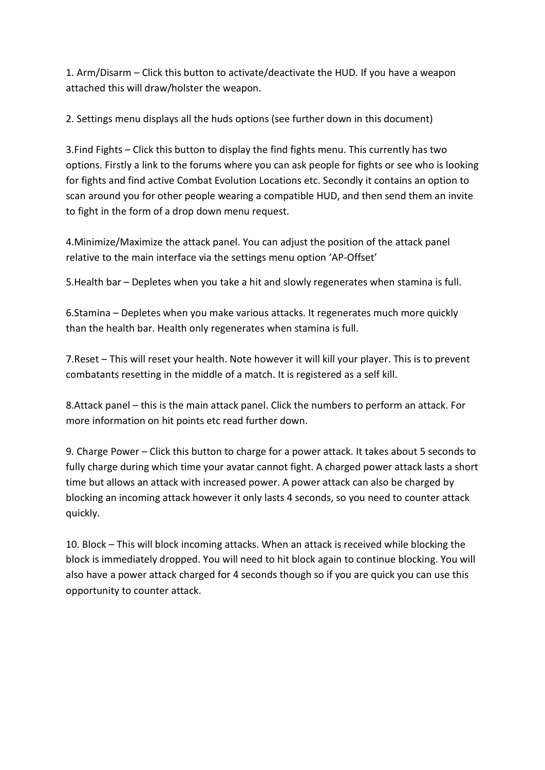1. Arm/Disarm – Click this button to activate/deactivate the HUD. If you have a weapon attached this will draw/holster the weapon.

2. Settings menu displays all the huds options (see further down in this document)

3.Find Fights – Click this button to display the find fights menu. This currently has two options. Firstly a link to the forums where you can ask people for fights or see who is looking for fights and find active Combat Evolution Locations etc. Secondly it contains an option to scan around you for other people wearing a compatible HUD, and then send them an invite to fight in the form of a drop down menu request.

4.Minimize/Maximize the attack panel. You can adjust the position of the attack panel relative to the main interface via the settings menu option 'AP-Offset'

5.Health bar – Depletes when you take a hit and slowly regenerates when stamina is full.

6.Stamina – Depletes when you make various attacks. It regenerates much more quickly than the health bar. Health only regenerates when stamina is full.

7.Reset – This will reset your health. Note however it will kill your player. This is to prevent combatants resetting in the middle of a match. It is registered as a self kill.

8.Attack panel – this is the main attack panel. Click the numbers to perform an attack. For more information on hit points etc read further down.

9. Charge Power – Click this button to charge for a power attack. It takes about 5 seconds to fully charge during which time your avatar cannot fight. A charged power attack lasts a short time but allows an attack with increased power. A power attack can also be charged by blocking an incoming attack however it only lasts 4 seconds, so you need to counter attack quickly.

10. Block – This will block incoming attacks. When an attack is received while blocking the block is immediately dropped. You will need to hit block again to continue blocking. You will also have a power attack charged for 4 seconds though so if you are quick you can use this opportunity to counter attack.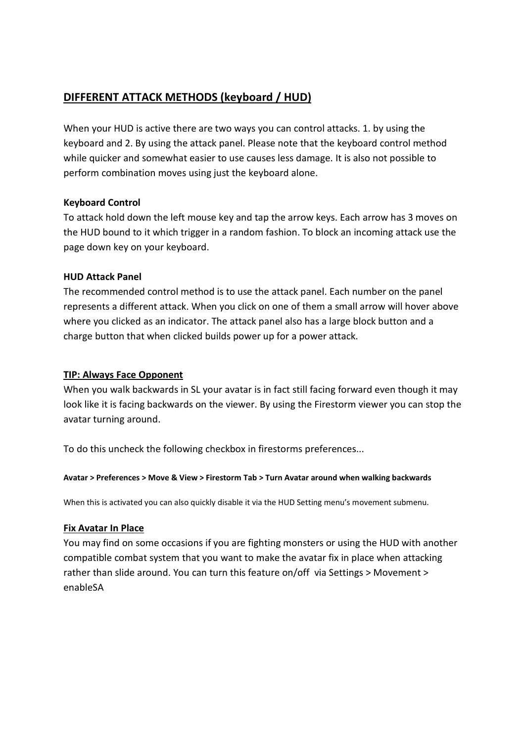## DIFFERENT ATTACK METHODS (keyboard / HUD)

When your HUD is active there are two ways you can control attacks. 1. by using the keyboard and 2. By using the attack panel. Please note that the keyboard control method while quicker and somewhat easier to use causes less damage. It is also not possible to perform combination moves using just the keyboard alone.

**Keyboard Control**

To attack hold down the left mouse key and tap the arrow keys. Each arrow has 3 moves on the HUD bound to it which trigger in a random fashion. To block an incoming attack use the page down key on your keyboard.

**HUD Attack Panel**

The recommended control method is to use the attack panel. Each number on the panel represents a different attack. When you click on one of them a small arrow will hover above where you clicked as an indicator. The attack panel also has a large block button and a charge button that when clicked builds power up for a power attack.

### TIP: Always Face Opponent

When you walk backwards in SL your avatar is in fact still facing forward even though it may look like it is facing backwards on the viewer. By using the Firestorm viewer you can stop the avatar turning around.

To do this uncheck the following checkbox in firestorms preferences...

**Avatar > Preferences > Move & View > Firestorm Tab > Turn Avatar around when walking backwards**

When this is activated you can also quickly disable it via the HUD Setting menu's movement submenu.

### Fix Avatar In Place

You may find on some occasions if you are fighting monsters or using the HUD with another compatible combat system that you want to make the avatar fix in place when attacking rather than slide around. You can turn this feature on/off via Settings > Movement > enableSA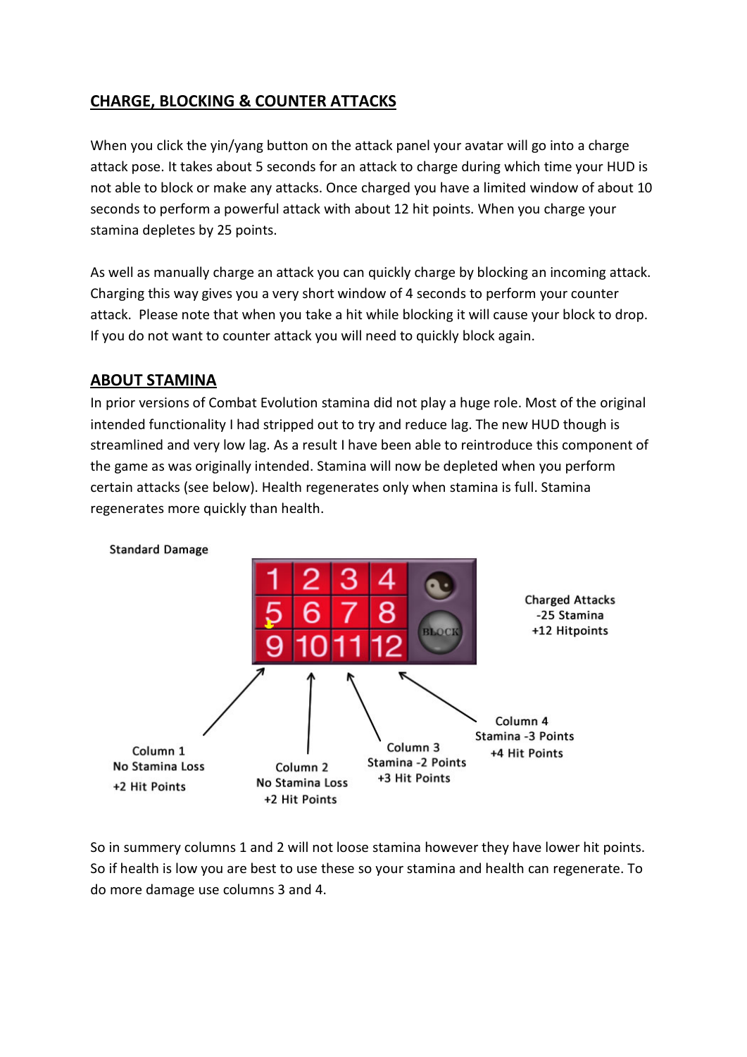## CHARGE, BLOCKING & COUNTER ATTACKS

When you click the yin/yang button on the attack panel your avatar will go into a charge attack pose. It takes about 5 seconds for an attack to charge during which time your HUD is not able to block or make any attacks. Once charged you have a limited window of about 10 seconds to perform a powerful attack with about 12 hit points. When you charge your stamina depletes by 25 points.

As well as manually charge an attack you can quickly charge by blocking an incoming attack. Charging this way gives you a very short window of 4 seconds to perform your counter attack. Please note that when you take a hit while blocking it will cause your block to drop. If you do not want to counter attack you will need to quickly block again.

## ABOUT STAMINA

In prior versions of Combat Evolution stamina did not play a huge role. Most of the original intended functionality I had stripped out to try and reduce lag. The new HUD though is streamlined and very low lag. As a result I have been able to reintroduce this component of the game as was originally intended. Stamina will now be depleted when you perform certain attacks (see below). Health regenerates only when stamina is full. Stamina regenerates more quickly than health.

Standard Damage

| 1 | 2 | 3 | 4 | (yin/yang) |
|---|---|---|---|---|
| 5 | 6 | 7 | 8 | BLOCK |
| 9 | 10 | 11 | 12 | |

Charged Attacks
-25 Stamina
+12 Hitpoints

Column 1
No Stamina Loss
+2 Hit Points

Column 2
No Stamina Loss
+2 Hit Points

Column 3
Stamina -2 Points
+3 Hit Points

Column 4
Stamina -3 Points
+4 Hit Points

So in summery columns 1 and 2 will not loose stamina however they have lower hit points. So if health is low you are best to use these so your stamina and health can regenerate. To do more damage use columns 3 and 4.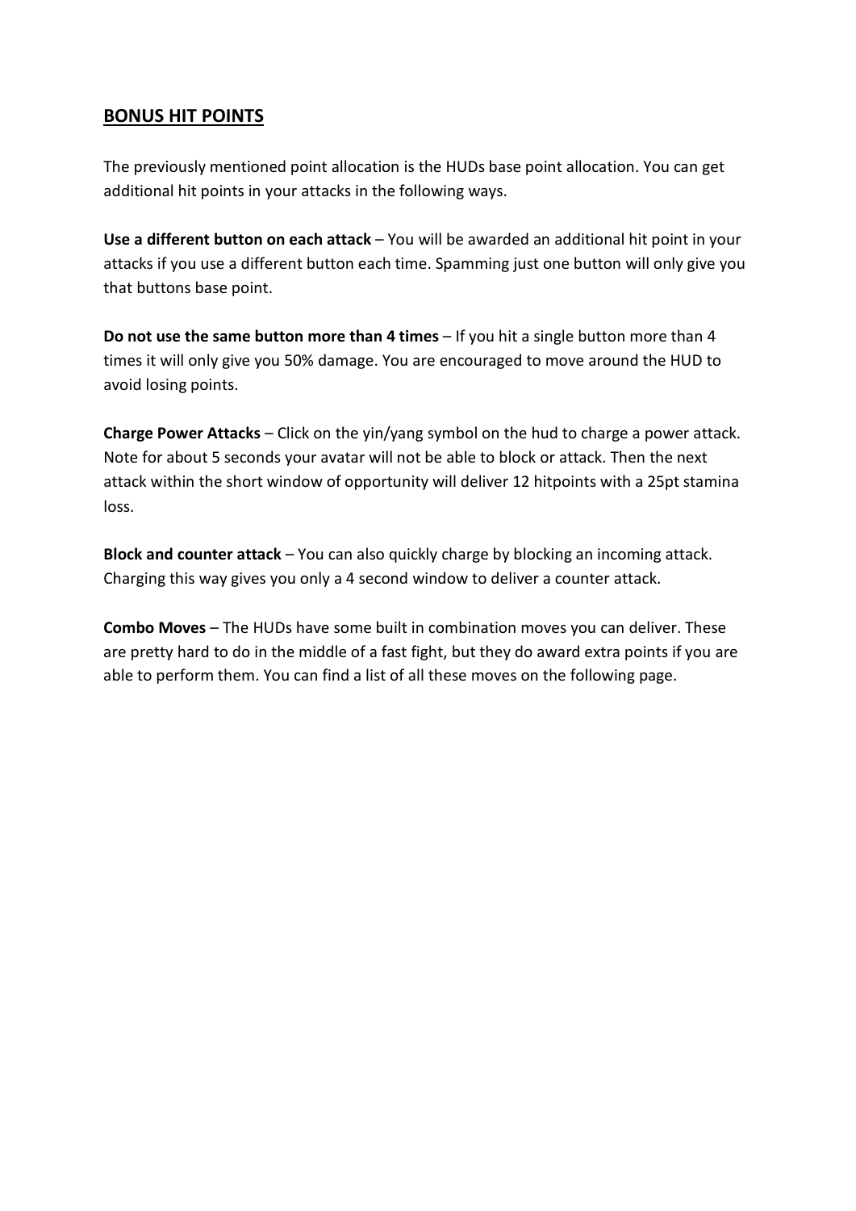## BONUS HIT POINTS

The previously mentioned point allocation is the HUDs base point allocation. You can get additional hit points in your attacks in the following ways.

**Use a different button on each attack** – You will be awarded an additional hit point in your attacks if you use a different button each time. Spamming just one button will only give you that buttons base point.

**Do not use the same button more than 4 times** – If you hit a single button more than 4 times it will only give you 50% damage. You are encouraged to move around the HUD to avoid losing points.

**Charge Power Attacks** – Click on the yin/yang symbol on the hud to charge a power attack. Note for about 5 seconds your avatar will not be able to block or attack. Then the next attack within the short window of opportunity will deliver 12 hitpoints with a 25pt stamina loss.

**Block and counter attack** – You can also quickly charge by blocking an incoming attack. Charging this way gives you only a 4 second window to deliver a counter attack.

**Combo Moves** – The HUDs have some built in combination moves you can deliver. These are pretty hard to do in the middle of a fast fight, but they do award extra points if you are able to perform them. You can find a list of all these moves on the following page.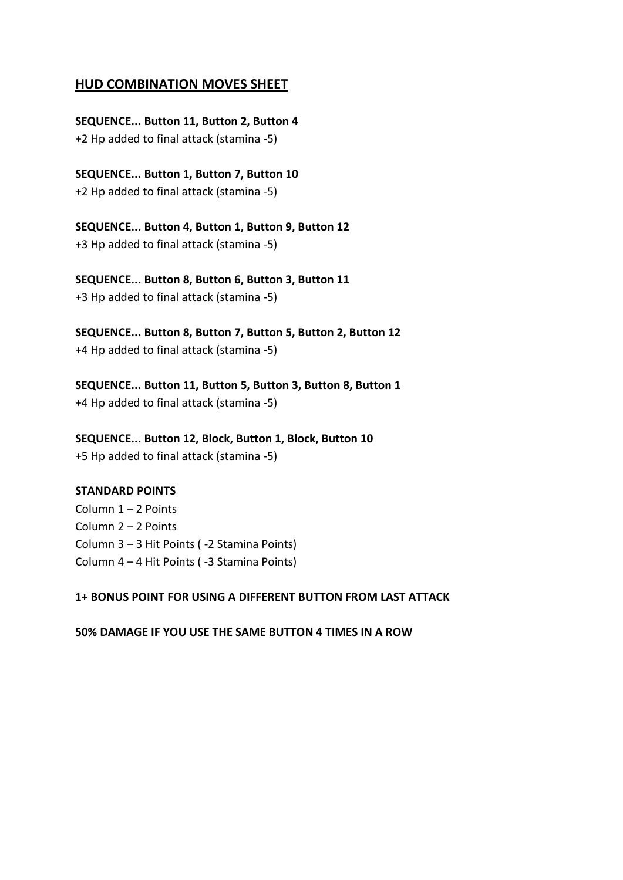# HUD COMBINATION MOVES SHEET

**SEQUENCE... Button 11, Button 2, Button 4**
+2 Hp added to final attack (stamina -5)

**SEQUENCE... Button 1, Button 7, Button 10**
+2 Hp added to final attack (stamina -5)

**SEQUENCE... Button 4, Button 1, Button 9, Button 12**
+3 Hp added to final attack (stamina -5)

**SEQUENCE... Button 8, Button 6, Button 3, Button 11**
+3 Hp added to final attack (stamina -5)

**SEQUENCE... Button 8, Button 7, Button 5, Button 2, Button 12**
+4 Hp added to final attack (stamina -5)

**SEQUENCE... Button 11, Button 5, Button 3, Button 8, Button 1**
+4 Hp added to final attack (stamina -5)

**SEQUENCE... Button 12, Block, Button 1, Block, Button 10**
+5 Hp added to final attack (stamina -5)

**STANDARD POINTS**
Column 1 – 2 Points
Column 2 – 2 Points
Column 3 – 3 Hit Points ( -2 Stamina Points)
Column 4 – 4 Hit Points ( -3 Stamina Points)

**1+ BONUS POINT FOR USING A DIFFERENT BUTTON FROM LAST ATTACK**

**50% DAMAGE IF YOU USE THE SAME BUTTON 4 TIMES IN A ROW**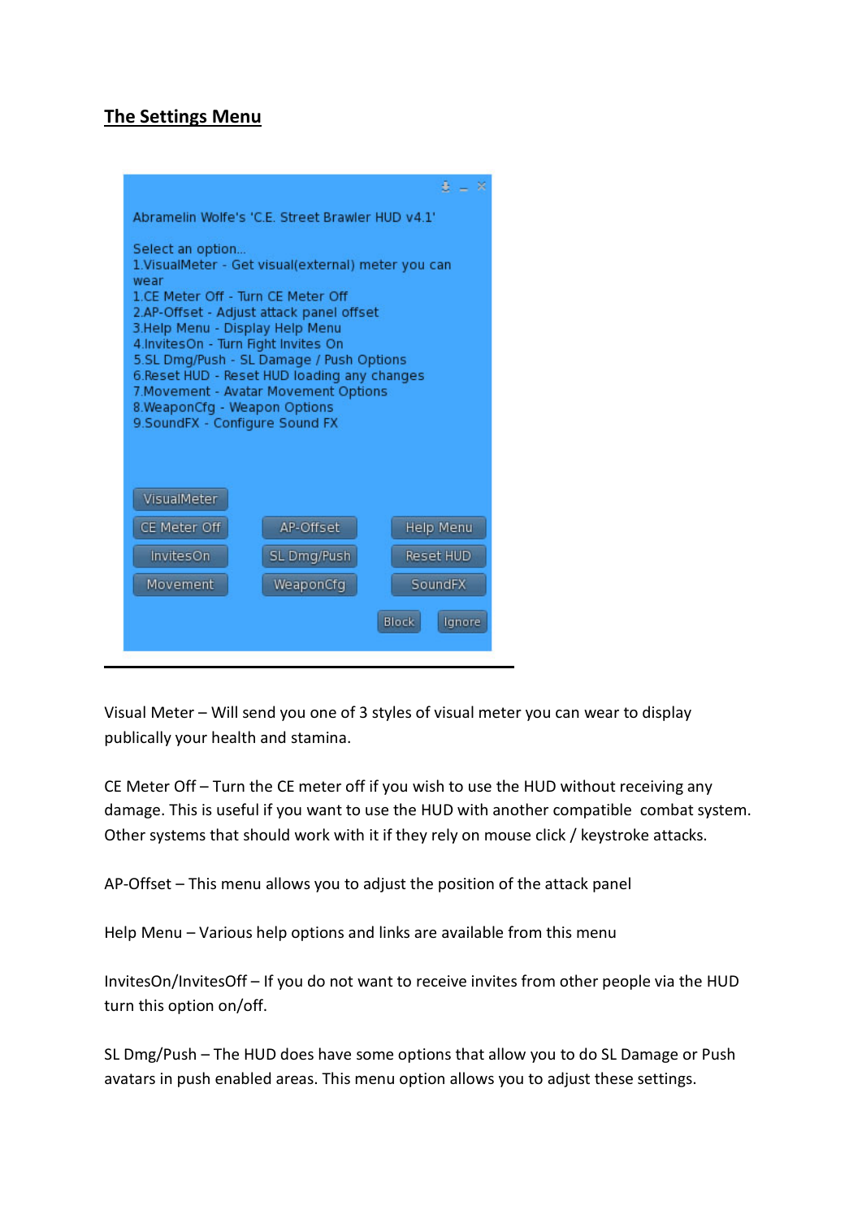## The Settings Menu

Abramelin Wolfe's 'C.E. Street Brawler HUD v4.1'

Select an option...
1.VisualMeter - Get visual(external) meter you can wear
1.CE Meter Off - Turn CE Meter Off
2.AP-Offset - Adjust attack panel offset
3.Help Menu - Display Help Menu
4.InvitesOn - Turn Fight Invites On
5.SL Dmg/Push - SL Damage / Push Options
6.Reset HUD - Reset HUD loading any changes
7.Movement - Avatar Movement Options
8.WeaponCfg - Weapon Options
9.SoundFX - Configure Sound FX

VisualMeter
CE Meter Off | AP-Offset | Help Menu
InvitesOn | SL Dmg/Push | Reset HUD
Movement | WeaponCfg | SoundFX
Block | Ignore

---

Visual Meter – Will send you one of 3 styles of visual meter you can wear to display publically your health and stamina.

CE Meter Off – Turn the CE meter off if you wish to use the HUD without receiving any damage. This is useful if you want to use the HUD with another compatible combat system. Other systems that should work with it if they rely on mouse click / keystroke attacks.

AP-Offset – This menu allows you to adjust the position of the attack panel

Help Menu – Various help options and links are available from this menu

InvitesOn/InvitesOff – If you do not want to receive invites from other people via the HUD turn this option on/off.

SL Dmg/Push – The HUD does have some options that allow you to do SL Damage or Push avatars in push enabled areas. This menu option allows you to adjust these settings.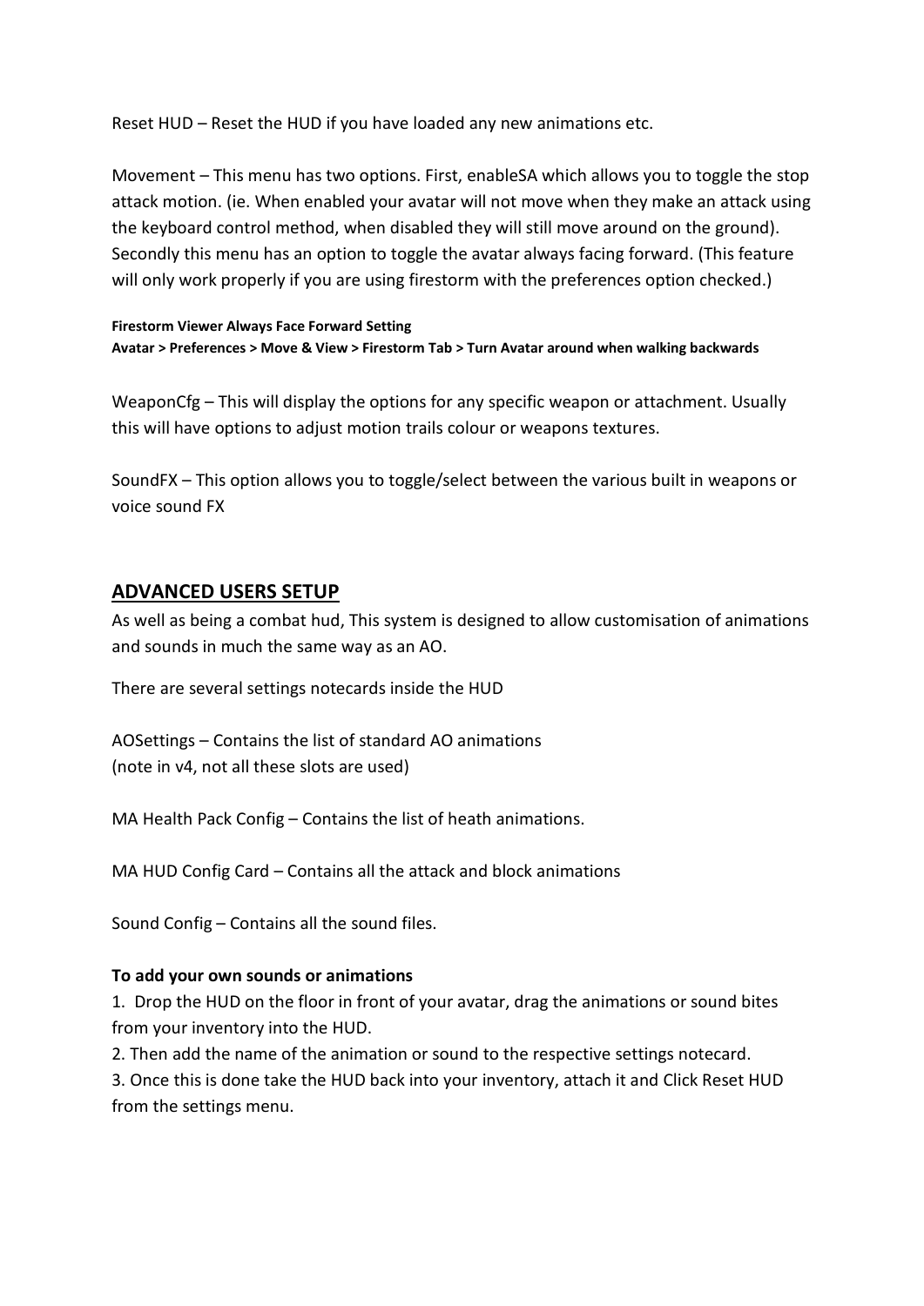Reset HUD – Reset the HUD if you have loaded any new animations etc.

Movement – This menu has two options. First, enableSA which allows you to toggle the stop attack motion. (ie. When enabled your avatar will not move when they make an attack using the keyboard control method, when disabled they will still move around on the ground). Secondly this menu has an option to toggle the avatar always facing forward. (This feature will only work properly if you are using firestorm with the preferences option checked.)

**Firestorm Viewer Always Face Forward Setting**
**Avatar > Preferences > Move & View > Firestorm Tab > Turn Avatar around when walking backwards**

WeaponCfg – This will display the options for any specific weapon or attachment. Usually this will have options to adjust motion trails colour or weapons textures.

SoundFX – This option allows you to toggle/select between the various built in weapons or voice sound FX

## ADVANCED USERS SETUP

As well as being a combat hud, This system is designed to allow customisation of animations and sounds in much the same way as an AO.

There are several settings notecards inside the HUD

AOSettings – Contains the list of standard AO animations
(note in v4, not all these slots are used)

MA Health Pack Config – Contains the list of heath animations.

MA HUD Config Card – Contains all the attack and block animations

Sound Config – Contains all the sound files.

**To add your own sounds or animations**

1. Drop the HUD on the floor in front of your avatar, drag the animations or sound bites from your inventory into the HUD.
2. Then add the name of the animation or sound to the respective settings notecard.
3. Once this is done take the HUD back into your inventory, attach it and Click Reset HUD from the settings menu.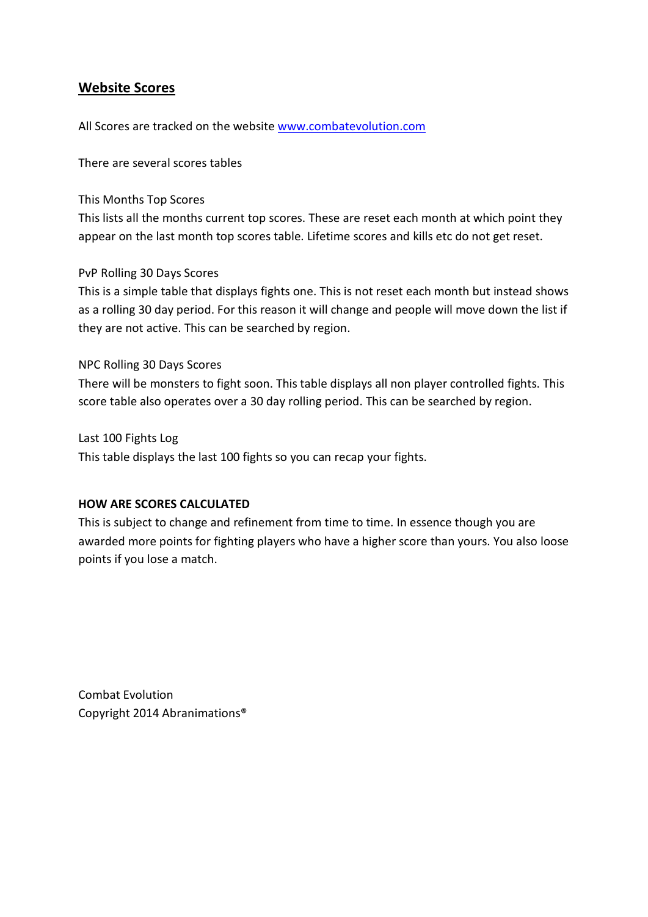## Website Scores

All Scores are tracked on the website [www.combatevolution.com](http://www.combatevolution.com)

There are several scores tables

This Months Top Scores
This lists all the months current top scores. These are reset each month at which point they appear on the last month top scores table. Lifetime scores and kills etc do not get reset.

PvP Rolling 30 Days Scores
This is a simple table that displays fights one. This is not reset each month but instead shows as a rolling 30 day period. For this reason it will change and people will move down the list if they are not active. This can be searched by region.

NPC Rolling 30 Days Scores
There will be monsters to fight soon. This table displays all non player controlled fights. This score table also operates over a 30 day rolling period. This can be searched by region.

Last 100 Fights Log
This table displays the last 100 fights so you can recap your fights.

**HOW ARE SCORES CALCULATED**
This is subject to change and refinement from time to time. In essence though you are awarded more points for fighting players who have a higher score than yours. You also loose points if you lose a match.

Combat Evolution
Copyright 2014 Abranimations®